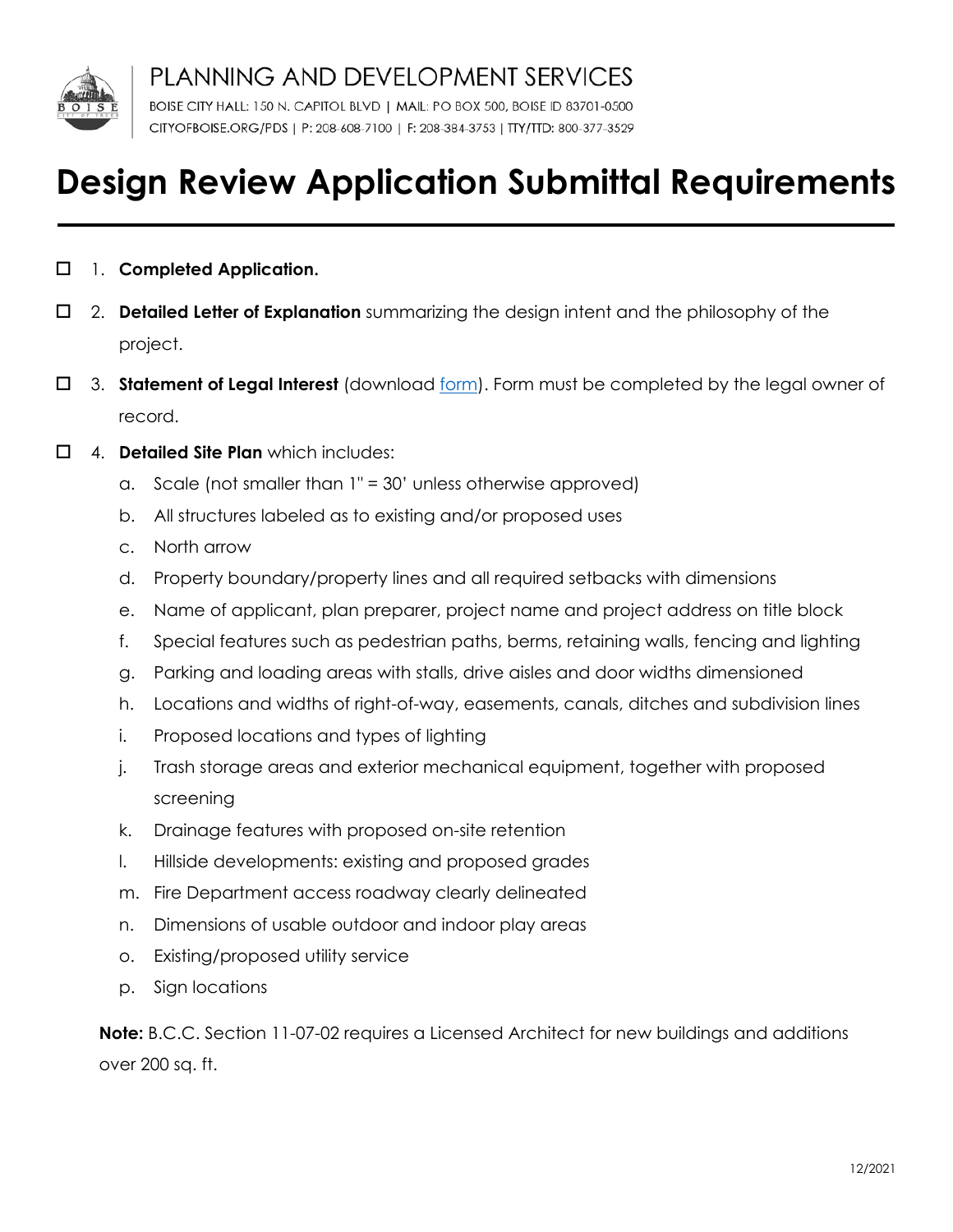PLANNING AND DEVELOPMENT SERVICES

BOISE CITY HALL: 150 N. CAPITOL BLVD | MAIL: PO BOX 500, BOISE ID 83701-0500
CITYOFBOISE.ORG/PDS | P: 208-608-7100 | F: 208-384-3753 | TTY/TTD: 800-377-3529

# Design Review Application Submittal Requirements

- ☐ 1. **Completed Application.**
- ☐ 2. **Detailed Letter of Explanation** summarizing the design intent and the philosophy of the project.
- ☐ 3. **Statement of Legal Interest** (download form). Form must be completed by the legal owner of record.
- ☐ 4. **Detailed Site Plan** which includes:
  - a. Scale (not smaller than 1" = 30' unless otherwise approved)
  - b. All structures labeled as to existing and/or proposed uses
  - c. North arrow
  - d. Property boundary/property lines and all required setbacks with dimensions
  - e. Name of applicant, plan preparer, project name and project address on title block
  - f. Special features such as pedestrian paths, berms, retaining walls, fencing and lighting
  - g. Parking and loading areas with stalls, drive aisles and door widths dimensioned
  - h. Locations and widths of right-of-way, easements, canals, ditches and subdivision lines
  - i. Proposed locations and types of lighting
  - j. Trash storage areas and exterior mechanical equipment, together with proposed screening
  - k. Drainage features with proposed on-site retention
  - l. Hillside developments: existing and proposed grades
  - m. Fire Department access roadway clearly delineated
  - n. Dimensions of usable outdoor and indoor play areas
  - o. Existing/proposed utility service
  - p. Sign locations

  **Note:** B.C.C. Section 11-07-02 requires a Licensed Architect for new buildings and additions over 200 sq. ft.

12/2021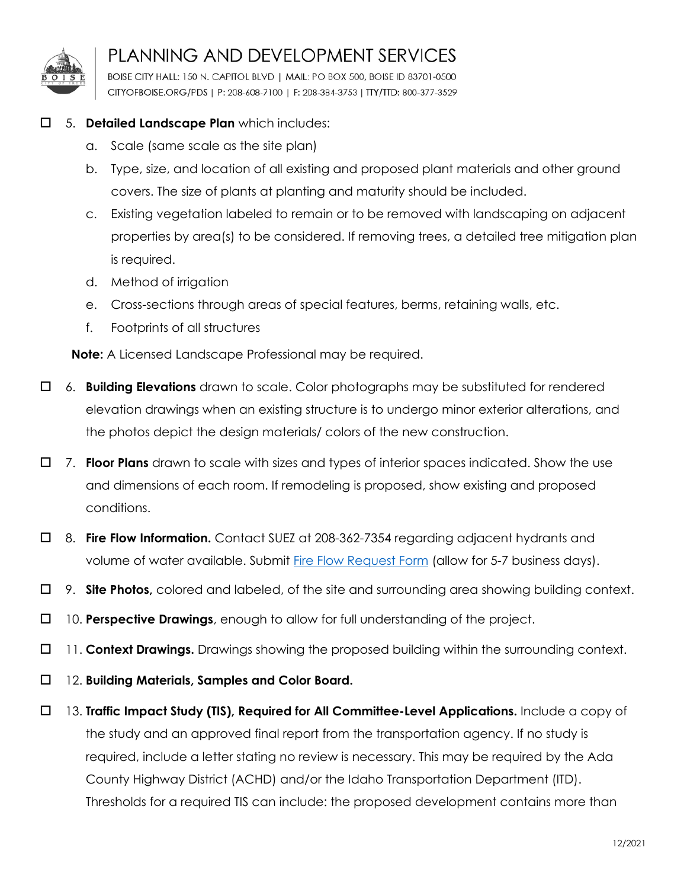- ☐ 5. **Detailed Landscape Plan** which includes:
    - a. Scale (same scale as the site plan)
    - b. Type, size, and location of all existing and proposed plant materials and other ground covers. The size of plants at planting and maturity should be included.
    - c. Existing vegetation labeled to remain or to be removed with landscaping on adjacent properties by area(s) to be considered. If removing trees, a detailed tree mitigation plan is required.
    - d. Method of irrigation
    - e. Cross-sections through areas of special features, berms, retaining walls, etc.
    - f. Footprints of all structures

  **Note:** A Licensed Landscape Professional may be required.

- ☐ 6. **Building Elevations** drawn to scale. Color photographs may be substituted for rendered elevation drawings when an existing structure is to undergo minor exterior alterations, and the photos depict the design materials/ colors of the new construction.
- ☐ 7. **Floor Plans** drawn to scale with sizes and types of interior spaces indicated. Show the use and dimensions of each room. If remodeling is proposed, show existing and proposed conditions.
- ☐ 8. **Fire Flow Information.** Contact SUEZ at 208-362-7354 regarding adjacent hydrants and volume of water available. Submit [Fire Flow Request Form]() (allow for 5-7 business days).
- ☐ 9. **Site Photos,** colored and labeled, of the site and surrounding area showing building context.
- ☐ 10. **Perspective Drawings**, enough to allow for full understanding of the project.
- ☐ 11. **Context Drawings.** Drawings showing the proposed building within the surrounding context.
- ☐ 12. **Building Materials, Samples and Color Board.**
- ☐ 13. **Traffic Impact Study (TIS), Required for All Committee-Level Applications.** Include a copy of the study and an approved final report from the transportation agency. If no study is required, include a letter stating no review is necessary. This may be required by the Ada County Highway District (ACHD) and/or the Idaho Transportation Department (ITD). Thresholds for a required TIS can include: the proposed development contains more than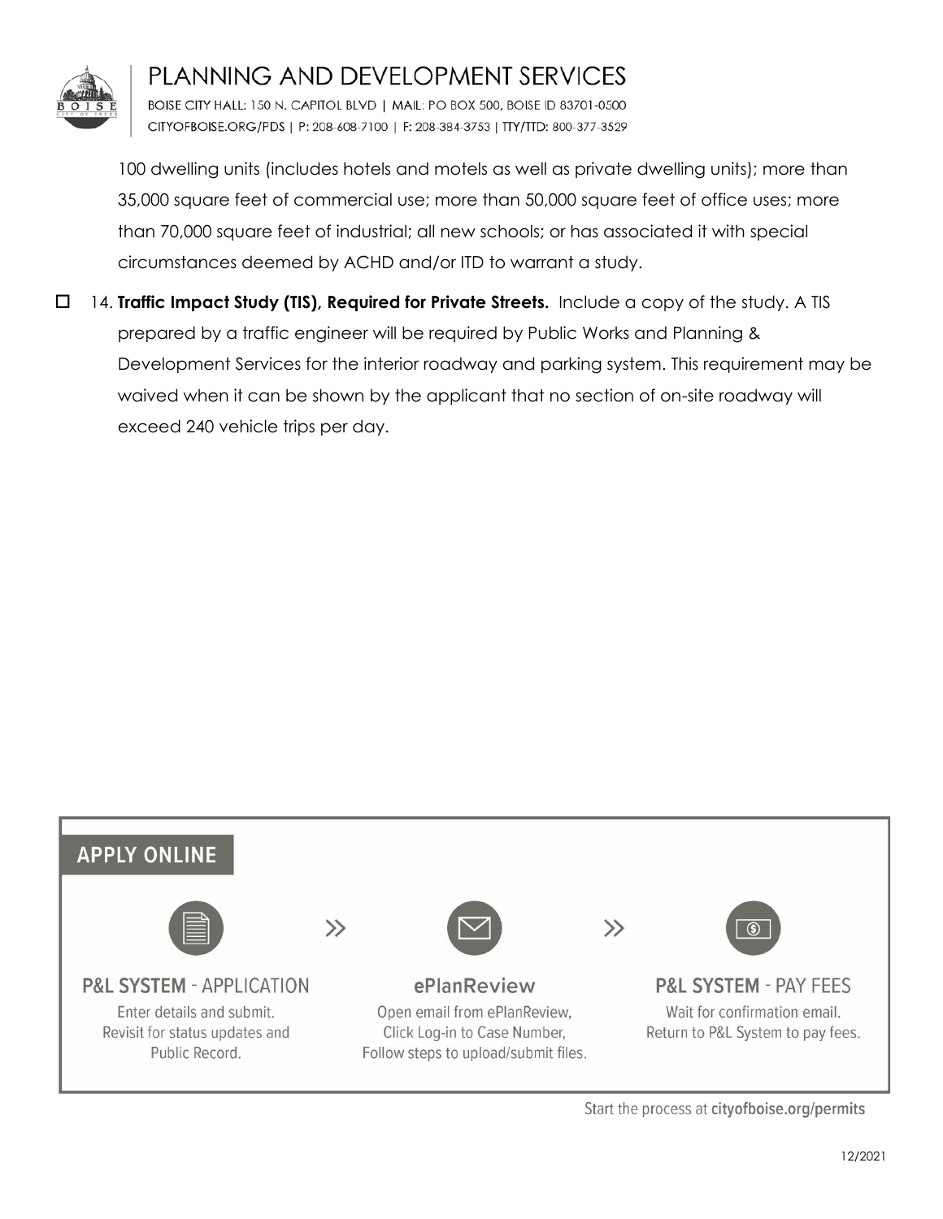100 dwelling units (includes hotels and motels as well as private dwelling units); more than 35,000 square feet of commercial use; more than 50,000 square feet of office uses; more than 70,000 square feet of industrial; all new schools; or has associated it with special circumstances deemed by ACHD and/or ITD to warrant a study.

☐ 14. **Traffic Impact Study (TIS), Required for Private Streets.** Include a copy of the study. A TIS prepared by a traffic engineer will be required by Public Works and Planning & Development Services for the interior roadway and parking system. This requirement may be waived when it can be shown by the applicant that no section of on-site roadway will exceed 240 vehicle trips per day.

## APPLY ONLINE

**P&L SYSTEM** - APPLICATION
Enter details and submit.
Revisit for status updates and Public Record.

»

**ePlanReview**
Open email from ePlanReview,
Click Log-in to Case Number,
Follow steps to upload/submit files.

»

**P&L SYSTEM** - PAY FEES
Wait for confirmation email.
Return to P&L System to pay fees.

Start the process at **cityofboise.org/permits**

12/2021